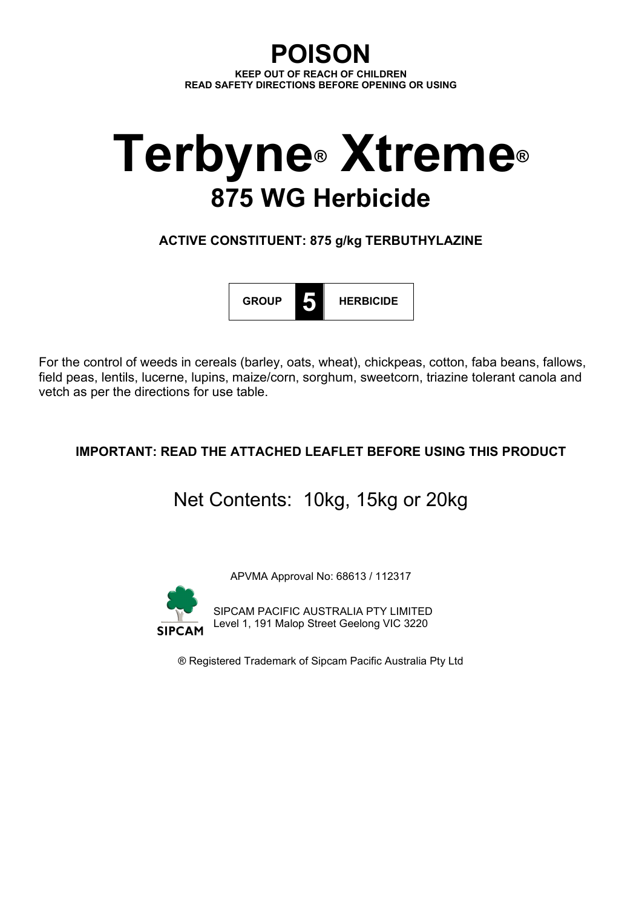# POISON

**KEEP OUT OF REACH OF CHILDREN**
**READ SAFETY DIRECTIONS BEFORE OPENING OR USING**

# Terbyne® Xtreme®

## 875 WG Herbicide

**ACTIVE CONSTITUENT: 875 g/kg TERBUTHYLAZINE**

| GROUP | 5 | HERBICIDE |
|---|---|---|

For the control of weeds in cereals (barley, oats, wheat), chickpeas, cotton, faba beans, fallows, field peas, lentils, lucerne, lupins, maize/corn, sorghum, sweetcorn, triazine tolerant canola and vetch as per the directions for use table.

**IMPORTANT: READ THE ATTACHED LEAFLET BEFORE USING THIS PRODUCT**

Net Contents: 10kg, 15kg or 20kg

APVMA Approval No: 68613 / 112317

SIPCAM

SIPCAM PACIFIC AUSTRALIA PTY LIMITED
Level 1, 191 Malop Street Geelong VIC 3220

® Registered Trademark of Sipcam Pacific Australia Pty Ltd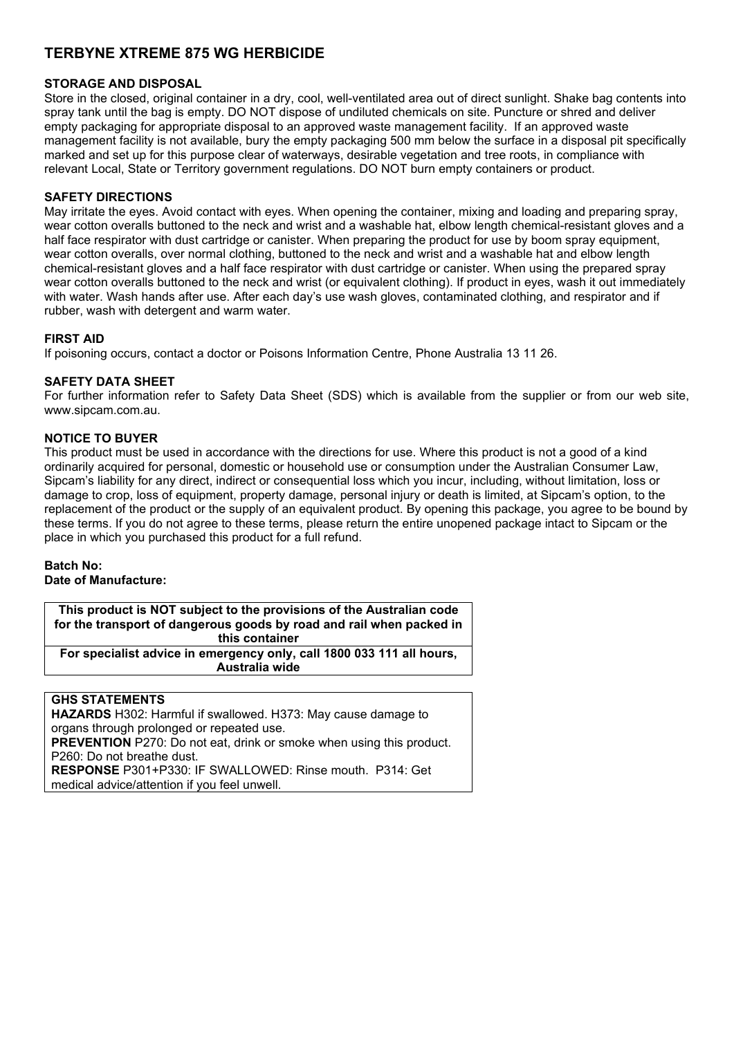# TERBYNE XTREME 875 WG HERBICIDE

**STORAGE AND DISPOSAL**

Store in the closed, original container in a dry, cool, well-ventilated area out of direct sunlight. Shake bag contents into spray tank until the bag is empty. DO NOT dispose of undiluted chemicals on site. Puncture or shred and deliver empty packaging for appropriate disposal to an approved waste management facility. If an approved waste management facility is not available, bury the empty packaging 500 mm below the surface in a disposal pit specifically marked and set up for this purpose clear of waterways, desirable vegetation and tree roots, in compliance with relevant Local, State or Territory government regulations. DO NOT burn empty containers or product.

**SAFETY DIRECTIONS**

May irritate the eyes. Avoid contact with eyes. When opening the container, mixing and loading and preparing spray, wear cotton overalls buttoned to the neck and wrist and a washable hat, elbow length chemical-resistant gloves and a half face respirator with dust cartridge or canister. When preparing the product for use by boom spray equipment, wear cotton overalls, over normal clothing, buttoned to the neck and wrist and a washable hat and elbow length chemical-resistant gloves and a half face respirator with dust cartridge or canister. When using the prepared spray wear cotton overalls buttoned to the neck and wrist (or equivalent clothing). If product in eyes, wash it out immediately with water. Wash hands after use. After each day's use wash gloves, contaminated clothing, and respirator and if rubber, wash with detergent and warm water.

**FIRST AID**

If poisoning occurs, contact a doctor or Poisons Information Centre, Phone Australia 13 11 26.

**SAFETY DATA SHEET**

For further information refer to Safety Data Sheet (SDS) which is available from the supplier or from our web site, www.sipcam.com.au.

**NOTICE TO BUYER**

This product must be used in accordance with the directions for use. Where this product is not a good of a kind ordinarily acquired for personal, domestic or household use or consumption under the Australian Consumer Law, Sipcam's liability for any direct, indirect or consequential loss which you incur, including, without limitation, loss or damage to crop, loss of equipment, property damage, personal injury or death is limited, at Sipcam's option, to the replacement of the product or the supply of an equivalent product. By opening this package, you agree to be bound by these terms. If you do not agree to these terms, please return the entire unopened package intact to Sipcam or the place in which you purchased this product for a full refund.

**Batch No:**
**Date of Manufacture:**

| **This product is NOT subject to the provisions of the Australian code for the transport of dangerous goods by road and rail when packed in this container** |
|---|
| **For specialist advice in emergency only, call 1800 033 111 all hours, Australia wide** |

**GHS STATEMENTS**

**HAZARDS** H302: Harmful if swallowed. H373: May cause damage to organs through prolonged or repeated use.

**PREVENTION** P270: Do not eat, drink or smoke when using this product. P260: Do not breathe dust.

**RESPONSE** P301+P330: IF SWALLOWED: Rinse mouth. P314: Get medical advice/attention if you feel unwell.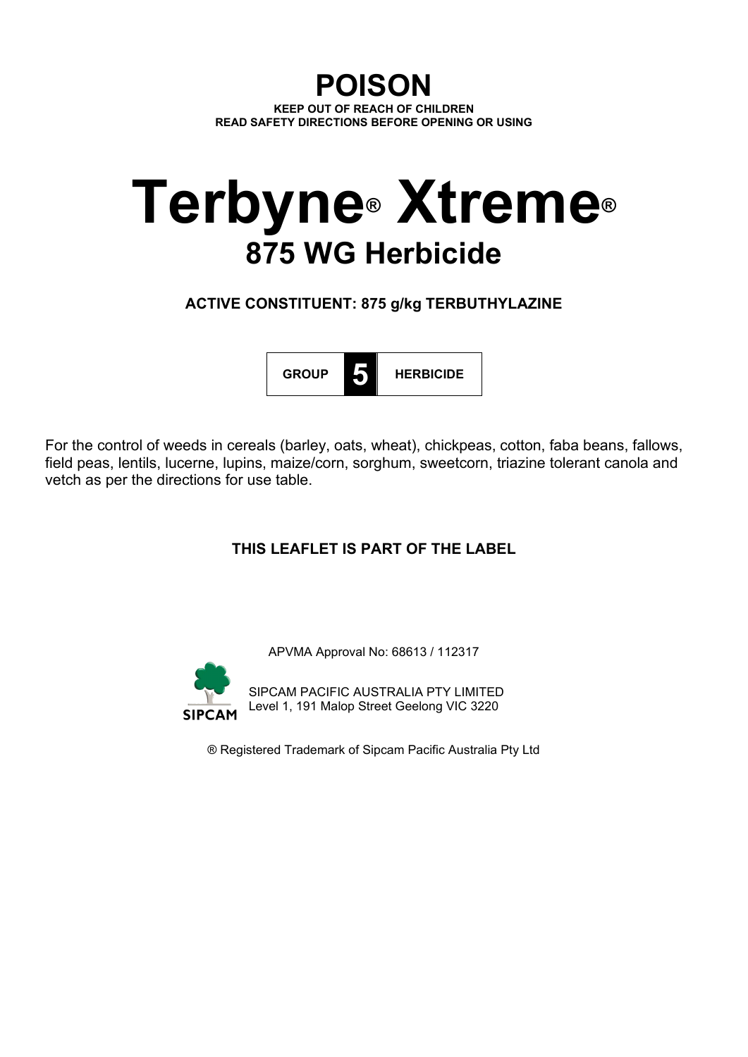# POISON

**KEEP OUT OF REACH OF CHILDREN**
**READ SAFETY DIRECTIONS BEFORE OPENING OR USING**

# Terbyne® Xtreme®

## 875 WG Herbicide

**ACTIVE CONSTITUENT: 875 g/kg TERBUTHYLAZINE**

| GROUP | 5 | HERBICIDE |
|---|---|---|

For the control of weeds in cereals (barley, oats, wheat), chickpeas, cotton, faba beans, fallows, field peas, lentils, lucerne, lupins, maize/corn, sorghum, sweetcorn, triazine tolerant canola and vetch as per the directions for use table.

**THIS LEAFLET IS PART OF THE LABEL**

APVMA Approval No: 68613 / 112317

SIPCAM

SIPCAM PACIFIC AUSTRALIA PTY LIMITED
Level 1, 191 Malop Street Geelong VIC 3220

® Registered Trademark of Sipcam Pacific Australia Pty Ltd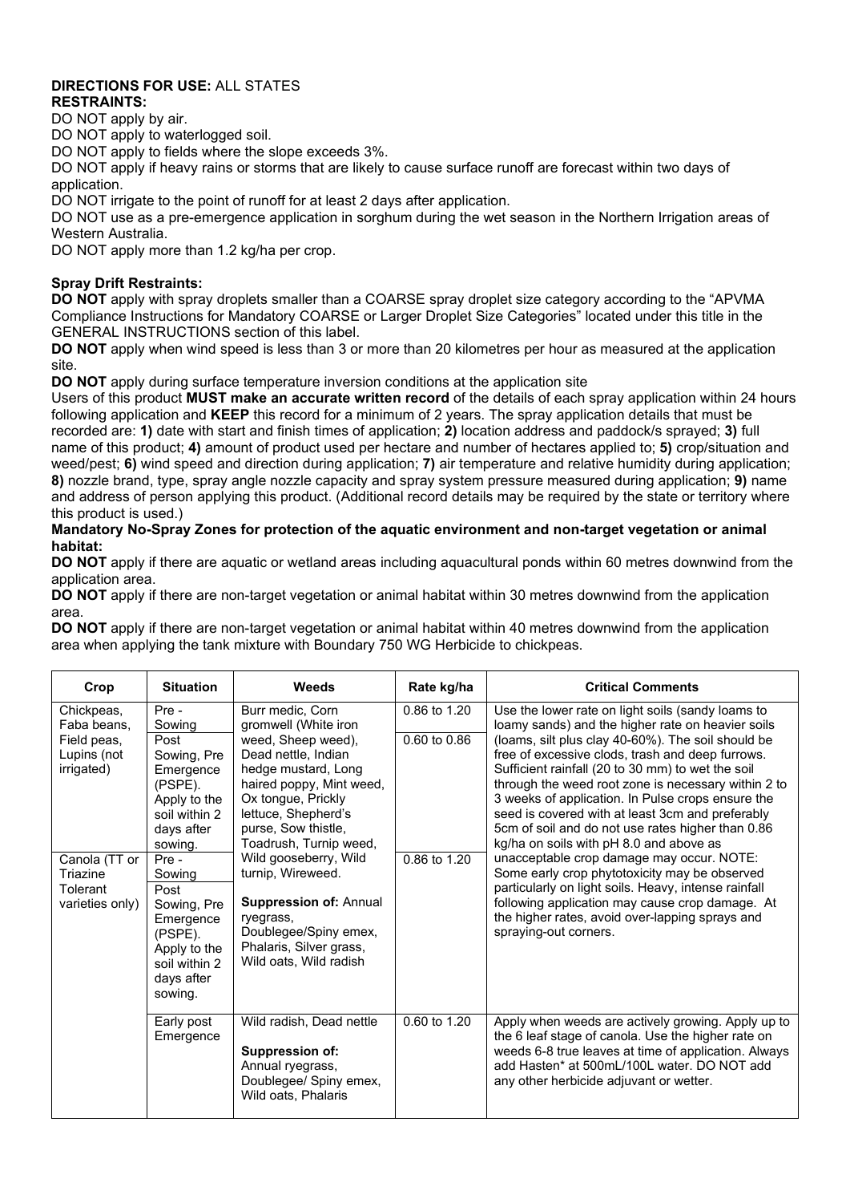**DIRECTIONS FOR USE:** ALL STATES

**RESTRAINTS:**

DO NOT apply by air.

DO NOT apply to waterlogged soil.

DO NOT apply to fields where the slope exceeds 3%.

DO NOT apply if heavy rains or storms that are likely to cause surface runoff are forecast within two days of application.

DO NOT irrigate to the point of runoff for at least 2 days after application.

DO NOT use as a pre-emergence application in sorghum during the wet season in the Northern Irrigation areas of Western Australia.

DO NOT apply more than 1.2 kg/ha per crop.

**Spray Drift Restraints:**

**DO NOT** apply with spray droplets smaller than a COARSE spray droplet size category according to the "APVMA Compliance Instructions for Mandatory COARSE or Larger Droplet Size Categories" located under this title in the GENERAL INSTRUCTIONS section of this label.

**DO NOT** apply when wind speed is less than 3 or more than 20 kilometres per hour as measured at the application site.

**DO NOT** apply during surface temperature inversion conditions at the application site

Users of this product **MUST make an accurate written record** of the details of each spray application within 24 hours following application and **KEEP** this record for a minimum of 2 years. The spray application details that must be recorded are: **1)** date with start and finish times of application; **2)** location address and paddock/s sprayed; **3)** full name of this product; **4)** amount of product used per hectare and number of hectares applied to; **5)** crop/situation and weed/pest; **6)** wind speed and direction during application; **7)** air temperature and relative humidity during application; **8)** nozzle brand, type, spray angle nozzle capacity and spray system pressure measured during application; **9)** name and address of person applying this product. (Additional record details may be required by the state or territory where this product is used.)

**Mandatory No-Spray Zones for protection of the aquatic environment and non-target vegetation or animal habitat:**

**DO NOT** apply if there are aquatic or wetland areas including aquacultural ponds within 60 metres downwind from the application area.

**DO NOT** apply if there are non-target vegetation or animal habitat within 30 metres downwind from the application area.

**DO NOT** apply if there are non-target vegetation or animal habitat within 40 metres downwind from the application area when applying the tank mixture with Boundary 750 WG Herbicide to chickpeas.

| Crop | Situation | Weeds | Rate kg/ha | Critical Comments |
|---|---|---|---|---|
| Chickpeas, Faba beans, Field peas, Lupins (not irrigated) | Pre - Sowing | Burr medic, Corn gromwell (White iron weed, Sheep weed), Dead nettle, Indian hedge mustard, Long haired poppy, Mint weed, Ox tongue, Prickly lettuce, Shepherd's purse, Sow thistle, Toadrush, Turnip weed, Wild gooseberry, Wild turnip, Wireweed.<br><br>**Suppression of:** Annual ryegrass, Doublegee/Spiny emex, Phalaris, Silver grass, Wild oats, Wild radish | 0.86 to 1.20 | Use the lower rate on light soils (sandy loams to loamy sands) and the higher rate on heavier soils (loams, silt plus clay 40-60%). The soil should be free of excessive clods, trash and deep furrows. Sufficient rainfall (20 to 30 mm) to wet the soil through the weed root zone is necessary within 2 to 3 weeks of application. In Pulse crops ensure the seed is covered with at least 3cm and preferably 5cm of soil and do not use rates higher than 0.86 kg/ha on soils with pH 8.0 and above as unacceptable crop damage may occur. NOTE: Some early crop phytotoxicity may be observed particularly on light soils. Heavy, intense rainfall following application may cause crop damage. At the higher rates, avoid over-lapping sprays and spraying-out corners. |
| | Post Sowing, Pre Emergence (PSPE). Apply to the soil within 2 days after sowing. | | 0.60 to 0.86 | |
| Canola (TT or Triazine Tolerant varieties only) | Pre - Sowing<br>Post Sowing, Pre Emergence (PSPE). Apply to the soil within 2 days after sowing. | | 0.86 to 1.20 | |
| | Early post Emergence | Wild radish, Dead nettle<br><br>**Suppression of:** Annual ryegrass, Doublegee/ Spiny emex, Wild oats, Phalaris | 0.60 to 1.20 | Apply when weeds are actively growing. Apply up to the 6 leaf stage of canola. Use the higher rate on weeds 6-8 true leaves at time of application. Always add Hasten* at 500mL/100L water. DO NOT add any other herbicide adjuvant or wetter. |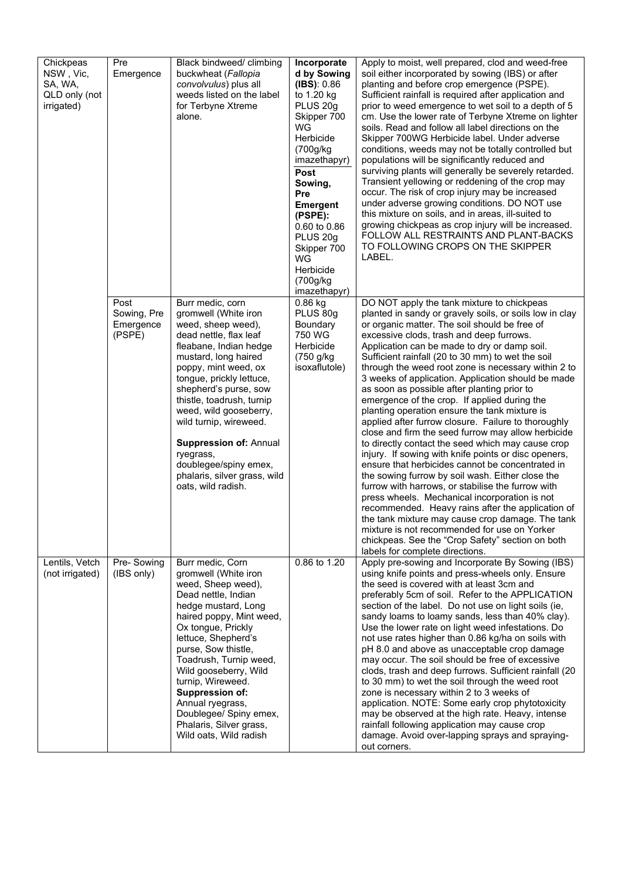| Chickpeas NSW , Vic, SA, WA, QLD only (not irrigated) | Pre Emergence | Black bindweed/ climbing buckwheat (*Fallopia convolvulus*) plus all weeds listed on the label for Terbyne Xtreme alone. | **Incorporated by Sowing (IBS)**: 0.86 to 1.20 kg PLUS 20g Skipper 700 WG Herbicide (700g/kg imazethapyr) **Post Sowing, Pre Emergent (PSPE):** 0.60 to 0.86 PLUS 20g Skipper 700 WG Herbicide (700g/kg imazethapyr) | Apply to moist, well prepared, clod and weed-free soil either incorporated by sowing (IBS) or after planting and before crop emergence (PSPE). Sufficient rainfall is required after application and prior to weed emergence to wet soil to a depth of 5 cm. Use the lower rate of Terbyne Xtreme on lighter soils. Read and follow all label directions on the Skipper 700WG Herbicide label. Under adverse conditions, weeds may not be totally controlled but populations will be significantly reduced and surviving plants will generally be severely retarded. Transient yellowing or reddening of the crop may occur. The risk of crop injury may be increased under adverse growing conditions. DO NOT use this mixture on soils, and in areas, ill-suited to growing chickpeas as crop injury will be increased. FOLLOW ALL RESTRAINTS AND PLANT-BACKS TO FOLLOWING CROPS ON THE SKIPPER LABEL. |
|---|---|---|---|---|
| | Post Sowing, Pre Emergence (PSPE) | Burr medic, corn gromwell (White iron weed, sheep weed), dead nettle, flax leaf fleabane, Indian hedge mustard, long haired poppy, mint weed, ox tongue, prickly lettuce, shepherd's purse, sow thistle, toadrush, turnip weed, wild gooseberry, wild turnip, wireweed. **Suppression of:** Annual ryegrass, doublegee/spiny emex, phalaris, silver grass, wild oats, wild radish. | 0.86 kg PLUS 80g Boundary 750 WG Herbicide (750 g/kg isoxaflutole) | DO NOT apply the tank mixture to chickpeas planted in sandy or gravely soils, or soils low in clay or organic matter. The soil should be free of excessive clods, trash and deep furrows. Application can be made to dry or damp soil. Sufficient rainfall (20 to 30 mm) to wet the soil through the weed root zone is necessary within 2 to 3 weeks of application. Application should be made as soon as possible after planting prior to emergence of the crop. If applied during the planting operation ensure the tank mixture is applied after furrow closure. Failure to thoroughly close and firm the seed furrow may allow herbicide to directly contact the seed which may cause crop injury. If sowing with knife points or disc openers, ensure that herbicides cannot be concentrated in the sowing furrow by soil wash. Either close the furrow with harrows, or stabilise the furrow with press wheels. Mechanical incorporation is not recommended. Heavy rains after the application of the tank mixture may cause crop damage. The tank mixture is not recommended for use on Yorker chickpeas. See the "Crop Safety" section on both labels for complete directions. |
| Lentils, Vetch (not irrigated) | Pre- Sowing (IBS only) | Burr medic, Corn gromwell (White iron weed, Sheep weed), Dead nettle, Indian hedge mustard, Long haired poppy, Mint weed, Ox tongue, Prickly lettuce, Shepherd's purse, Sow thistle, Toadrush, Turnip weed, Wild gooseberry, Wild turnip, Wireweed. **Suppression of:** Annual ryegrass, Doublegee/ Spiny emex, Phalaris, Silver grass, Wild oats, Wild radish | 0.86 to 1.20 | Apply pre-sowing and Incorporate By Sowing (IBS) using knife points and press-wheels only. Ensure the seed is covered with at least 3cm and preferably 5cm of soil. Refer to the APPLICATION section of the label. Do not use on light soils (ie, sandy loams to loamy sands, less than 40% clay). Use the lower rate on light weed infestations. Do not use rates higher than 0.86 kg/ha on soils with pH 8.0 and above as unacceptable crop damage may occur. The soil should be free of excessive clods, trash and deep furrows. Sufficient rainfall (20 to 30 mm) to wet the soil through the weed root zone is necessary within 2 to 3 weeks of application. NOTE: Some early crop phytotoxicity may be observed at the high rate. Heavy, intense rainfall following application may cause crop damage. Avoid over-lapping sprays and spraying-out corners. |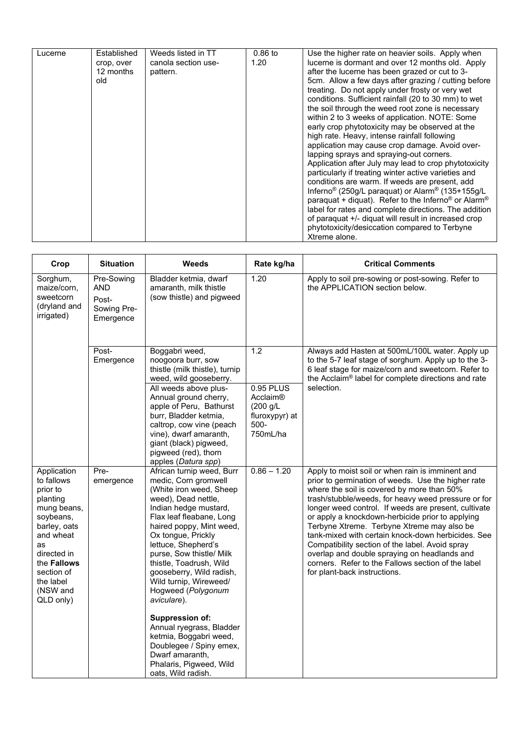| Lucerne | Established crop, over 12 months old | Weeds listed in TT canola section use-pattern. | 0.86 to 1.20 | Use the higher rate on heavier soils. Apply when lucerne is dormant and over 12 months old. Apply after the lucerne has been grazed or cut to 3-5cm. Allow a few days after grazing / cutting before treating. Do not apply under frosty or very wet conditions. Sufficient rainfall (20 to 30 mm) to wet the soil through the weed root zone is necessary within 2 to 3 weeks of application. NOTE: Some early crop phytotoxicity may be observed at the high rate. Heavy, intense rainfall following application may cause crop damage. Avoid over-lapping sprays and spraying-out corners. Application after July may lead to crop phytotoxicity particularly if treating winter active varieties and conditions are warm. If weeds are present, add Inferno® (250g/L paraquat) or Alarm® (135+155g/L paraquat + diquat). Refer to the Inferno® or Alarm® label for rates and complete directions. The addition of paraquat +/- diquat will result in increased crop phytotoxicity/desiccation compared to Terbyne Xtreme alone. |
|---|---|---|---|---|

| Crop | Situation | Weeds | Rate kg/ha | Critical Comments |
|---|---|---|---|---|
| Sorghum, maize/corn, sweetcorn (dryland and irrigated) | Pre-Sowing AND Post-Sowing Pre-Emergence | Bladder ketmia, dwarf amaranth, milk thistle (sow thistle) and pigweed | 1.20 | Apply to soil pre-sowing or post-sowing. Refer to the APPLICATION section below. |
| | Post-Emergence | Boggabri weed, noogoora burr, sow thistle (milk thistle), turnip weed, wild gooseberry. | 1.2 | Always add Hasten at 500mL/100L water. Apply up to the 5-7 leaf stage of sorghum. Apply up to the 3-6 leaf stage for maize/corn and sweetcorn. Refer to the Acclaim® label for complete directions and rate selection. |
| | | All weeds above plus- Annual ground cherry, apple of Peru, Bathurst burr, Bladder ketmia, caltrop, cow vine (peach vine), dwarf amaranth, giant (black) pigweed, pigweed (red), thorn apples (*Datura spp*) | 0.95 PLUS Acclaim® (200 g/L fluroxypyr) at 500-750mL/ha | |
| Application to fallows prior to planting mung beans, soybeans, barley, oats and wheat as directed in the **Fallows** section of the label (NSW and QLD only) | Pre-emergence | African turnip weed, Burr medic, Corn gromwell (White iron weed, Sheep weed), Dead nettle, Indian hedge mustard, Flax leaf fleabane, Long haired poppy, Mint weed, Ox tongue, Prickly lettuce, Shepherd's purse, Sow thistle/ Milk thistle, Toadrush, Wild gooseberry, Wild radish, Wild turnip, Wireweed/ Hogweed (*Polygonum aviculare*).<br><br>**Suppression of:**<br>Annual ryegrass, Bladder ketmia, Boggabri weed, Doublegee / Spiny emex, Dwarf amaranth, Phalaris, Pigweed, Wild oats, Wild radish. | 0.86 – 1.20 | Apply to moist soil or when rain is imminent and prior to germination of weeds. Use the higher rate where the soil is covered by more than 50% trash/stubble/weeds, for heavy weed pressure or for longer weed control. If weeds are present, cultivate or apply a knockdown-herbicide prior to applying Terbyne Xtreme. Terbyne Xtreme may also be tank-mixed with certain knock-down herbicides. See Compatibility section of the label. Avoid spray overlap and double spraying on headlands and corners. Refer to the Fallows section of the label for plant-back instructions. |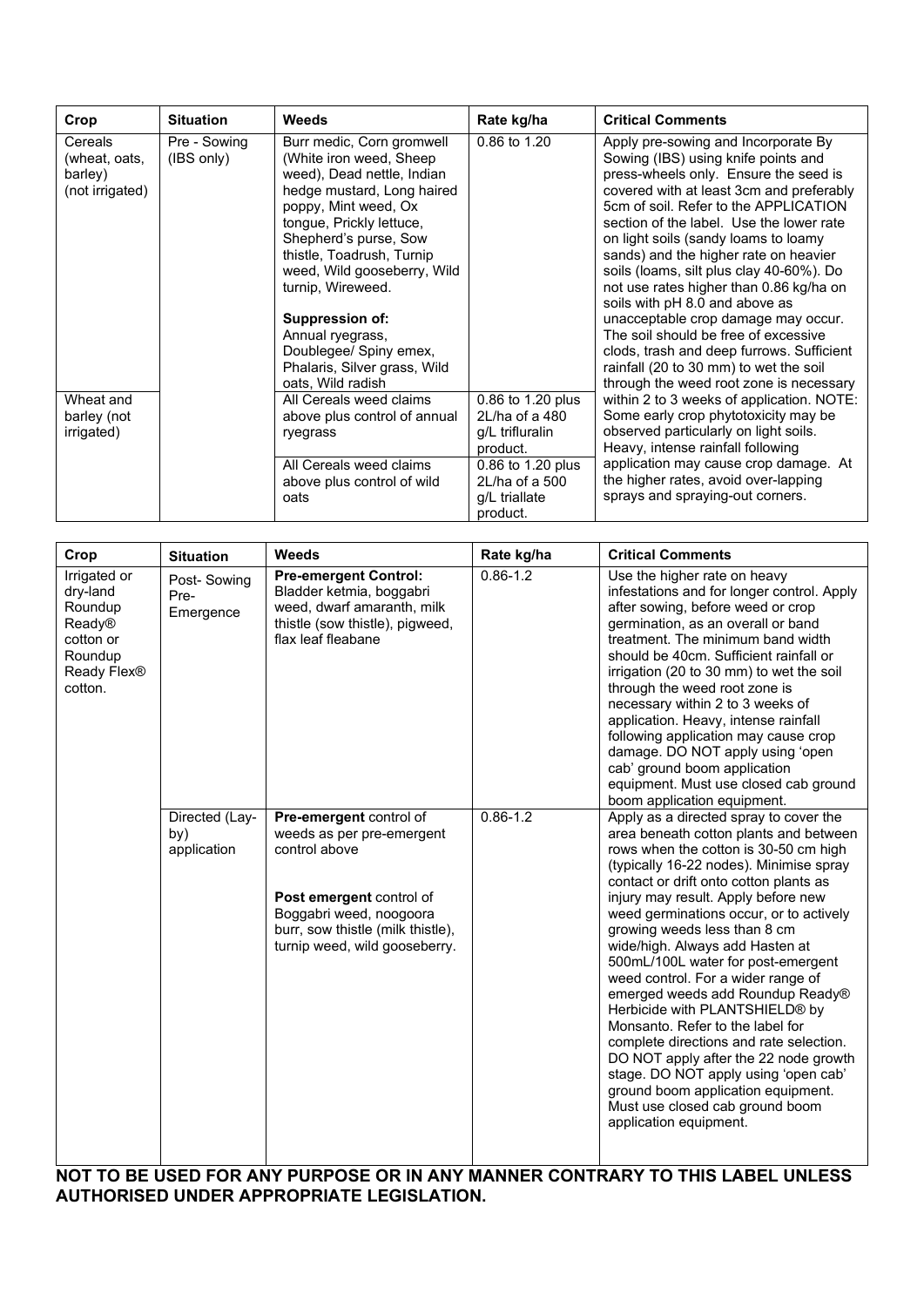| Crop | Situation | Weeds | Rate kg/ha | Critical Comments |
|---|---|---|---|---|
| Cereals (wheat, oats, barley) (not irrigated) | Pre - Sowing (IBS only) | Burr medic, Corn gromwell (White iron weed, Sheep weed), Dead nettle, Indian hedge mustard, Long haired poppy, Mint weed, Ox tongue, Prickly lettuce, Shepherd's purse, Sow thistle, Toadrush, Turnip weed, Wild gooseberry, Wild turnip, Wireweed.<br><br>**Suppression of:**<br>Annual ryegrass, Doublegee/ Spiny emex, Phalaris, Silver grass, Wild oats, Wild radish | 0.86 to 1.20 | Apply pre-sowing and Incorporate By Sowing (IBS) using knife points and press-wheels only. Ensure the seed is covered with at least 3cm and preferably 5cm of soil. Refer to the APPLICATION section of the label. Use the lower rate on light soils (sandy loams to loamy sands) and the higher rate on heavier soils (loams, silt plus clay 40-60%). Do not use rates higher than 0.86 kg/ha on soils with pH 8.0 and above as unacceptable crop damage may occur. The soil should be free of excessive clods, trash and deep furrows. Sufficient rainfall (20 to 30 mm) to wet the soil through the weed root zone is necessary within 2 to 3 weeks of application. NOTE: Some early crop phytotoxicity may be observed particularly on light soils. Heavy, intense rainfall following application may cause crop damage. At the higher rates, avoid over-lapping sprays and spraying-out corners. |
| Wheat and barley (not irrigated) | | All Cereals weed claims above plus control of annual ryegrass | 0.86 to 1.20 plus 2L/ha of a 480 g/L trifluralin product. | |
| | | All Cereals weed claims above plus control of wild oats | 0.86 to 1.20 plus 2L/ha of a 500 g/L triallate product. | |

| Crop | Situation | Weeds | Rate kg/ha | Critical Comments |
|---|---|---|---|---|
| Irrigated or dry-land Roundup Ready® cotton or Roundup Ready Flex® cotton. | Post- Sowing Pre-Emergence | **Pre-emergent Control:**<br>Bladder ketmia, boggabri weed, dwarf amaranth, milk thistle (sow thistle), pigweed, flax leaf fleabane | 0.86-1.2 | Use the higher rate on heavy infestations and for longer control. Apply after sowing, before weed or crop germination, as an overall or band treatment. The minimum band width should be 40cm. Sufficient rainfall or irrigation (20 to 30 mm) to wet the soil through the weed root zone is necessary within 2 to 3 weeks of application. Heavy, intense rainfall following application may cause crop damage. DO NOT apply using 'open cab' ground boom application equipment. Must use closed cab ground boom application equipment. |
| | Directed (Lay-by) application | **Pre-emergent** control of weeds as per pre-emergent control above<br><br>**Post emergent** control of Boggabri weed, noogoora burr, sow thistle (milk thistle), turnip weed, wild gooseberry. | 0.86-1.2 | Apply as a directed spray to cover the area beneath cotton plants and between rows when the cotton is 30-50 cm high (typically 16-22 nodes). Minimise spray contact or drift onto cotton plants as injury may result. Apply before new weed germinations occur, or to actively growing weeds less than 8 cm wide/high. Always add Hasten at 500mL/100L water for post-emergent weed control. For a wider range of emerged weeds add Roundup Ready® Herbicide with PLANTSHIELD® by Monsanto. Refer to the label for complete directions and rate selection. DO NOT apply after the 22 node growth stage. DO NOT apply using 'open cab' ground boom application equipment. Must use closed cab ground boom application equipment. |

**NOT TO BE USED FOR ANY PURPOSE OR IN ANY MANNER CONTRARY TO THIS LABEL UNLESS AUTHORISED UNDER APPROPRIATE LEGISLATION.**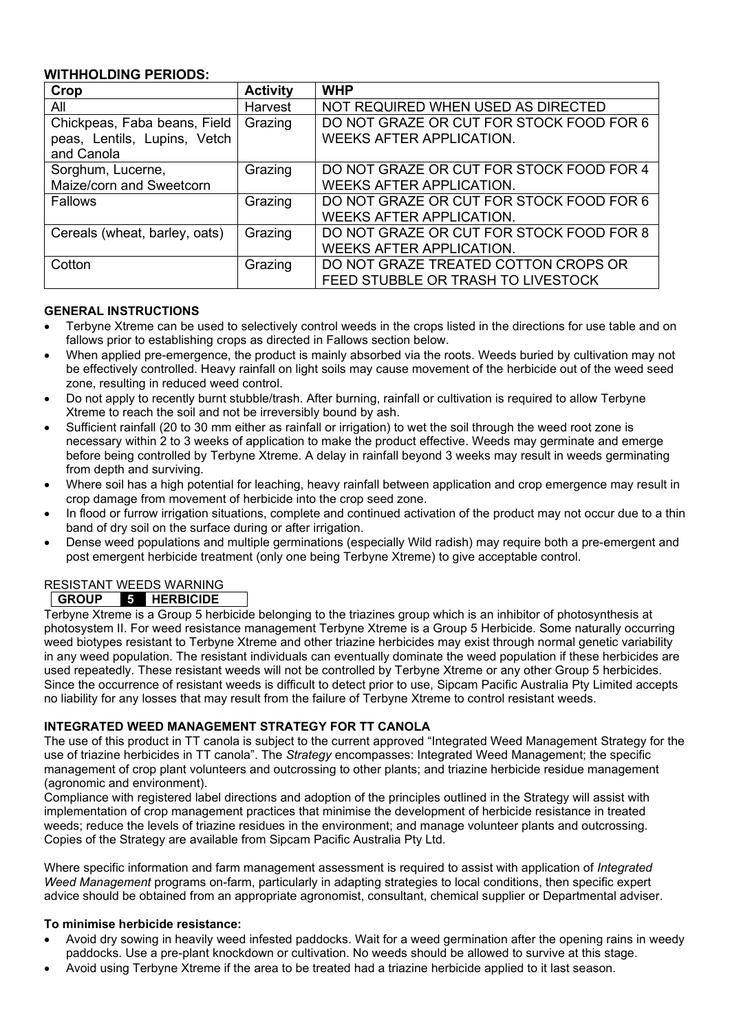## WITHHOLDING PERIODS:

| Crop | Activity | WHP |
|---|---|---|
| All | Harvest | NOT REQUIRED WHEN USED AS DIRECTED |
| Chickpeas, Faba beans, Field peas, Lentils, Lupins, Vetch and Canola | Grazing | DO NOT GRAZE OR CUT FOR STOCK FOOD FOR 6 WEEKS AFTER APPLICATION. |
| Sorghum, Lucerne, Maize/corn and Sweetcorn | Grazing | DO NOT GRAZE OR CUT FOR STOCK FOOD FOR 4 WEEKS AFTER APPLICATION. |
| Fallows | Grazing | DO NOT GRAZE OR CUT FOR STOCK FOOD FOR 6 WEEKS AFTER APPLICATION. |
| Cereals (wheat, barley, oats) | Grazing | DO NOT GRAZE OR CUT FOR STOCK FOOD FOR 8 WEEKS AFTER APPLICATION. |
| Cotton | Grazing | DO NOT GRAZE TREATED COTTON CROPS OR FEED STUBBLE OR TRASH TO LIVESTOCK |

### GENERAL INSTRUCTIONS

- Terbyne Xtreme can be used to selectively control weeds in the crops listed in the directions for use table and on fallows prior to establishing crops as directed in Fallows section below.
- When applied pre-emergence, the product is mainly absorbed via the roots. Weeds buried by cultivation may not be effectively controlled. Heavy rainfall on light soils may cause movement of the herbicide out of the weed seed zone, resulting in reduced weed control.
- Do not apply to recently burnt stubble/trash. After burning, rainfall or cultivation is required to allow Terbyne Xtreme to reach the soil and not be irreversibly bound by ash.
- Sufficient rainfall (20 to 30 mm either as rainfall or irrigation) to wet the soil through the weed root zone is necessary within 2 to 3 weeks of application to make the product effective. Weeds may germinate and emerge before being controlled by Terbyne Xtreme. A delay in rainfall beyond 3 weeks may result in weeds germinating from depth and surviving.
- Where soil has a high potential for leaching, heavy rainfall between application and crop emergence may result in crop damage from movement of herbicide into the crop seed zone.
- In flood or furrow irrigation situations, complete and continued activation of the product may not occur due to a thin band of dry soil on the surface during or after irrigation.
- Dense weed populations and multiple germinations (especially Wild radish) may require both a pre-emergent and post emergent herbicide treatment (only one being Terbyne Xtreme) to give acceptable control.

RESISTANT WEEDS WARNING

**GROUP 5 HERBICIDE**

Terbyne Xtreme is a Group 5 herbicide belonging to the triazines group which is an inhibitor of photosynthesis at photosystem II. For weed resistance management Terbyne Xtreme is a Group 5 Herbicide. Some naturally occurring weed biotypes resistant to Terbyne Xtreme and other triazine herbicides may exist through normal genetic variability in any weed population. The resistant individuals can eventually dominate the weed population if these herbicides are used repeatedly. These resistant weeds will not be controlled by Terbyne Xtreme or any other Group 5 herbicides. Since the occurrence of resistant weeds is difficult to detect prior to use, Sipcam Pacific Australia Pty Limited accepts no liability for any losses that may result from the failure of Terbyne Xtreme to control resistant weeds.

### INTEGRATED WEED MANAGEMENT STRATEGY FOR TT CANOLA

The use of this product in TT canola is subject to the current approved "Integrated Weed Management Strategy for the use of triazine herbicides in TT canola". The *Strategy* encompasses: Integrated Weed Management; the specific management of crop plant volunteers and outcrossing to other plants; and triazine herbicide residue management (agronomic and environment).

Compliance with registered label directions and adoption of the principles outlined in the Strategy will assist with implementation of crop management practices that minimise the development of herbicide resistance in treated weeds; reduce the levels of triazine residues in the environment; and manage volunteer plants and outcrossing. Copies of the Strategy are available from Sipcam Pacific Australia Pty Ltd.

Where specific information and farm management assessment is required to assist with application of *Integrated Weed Management* programs on-farm, particularly in adapting strategies to local conditions, then specific expert advice should be obtained from an appropriate agronomist, consultant, chemical supplier or Departmental adviser.

**To minimise herbicide resistance:**

- Avoid dry sowing in heavily weed infested paddocks. Wait for a weed germination after the opening rains in weedy paddocks. Use a pre-plant knockdown or cultivation. No weeds should be allowed to survive at this stage.
- Avoid using Terbyne Xtreme if the area to be treated had a triazine herbicide applied to it last season.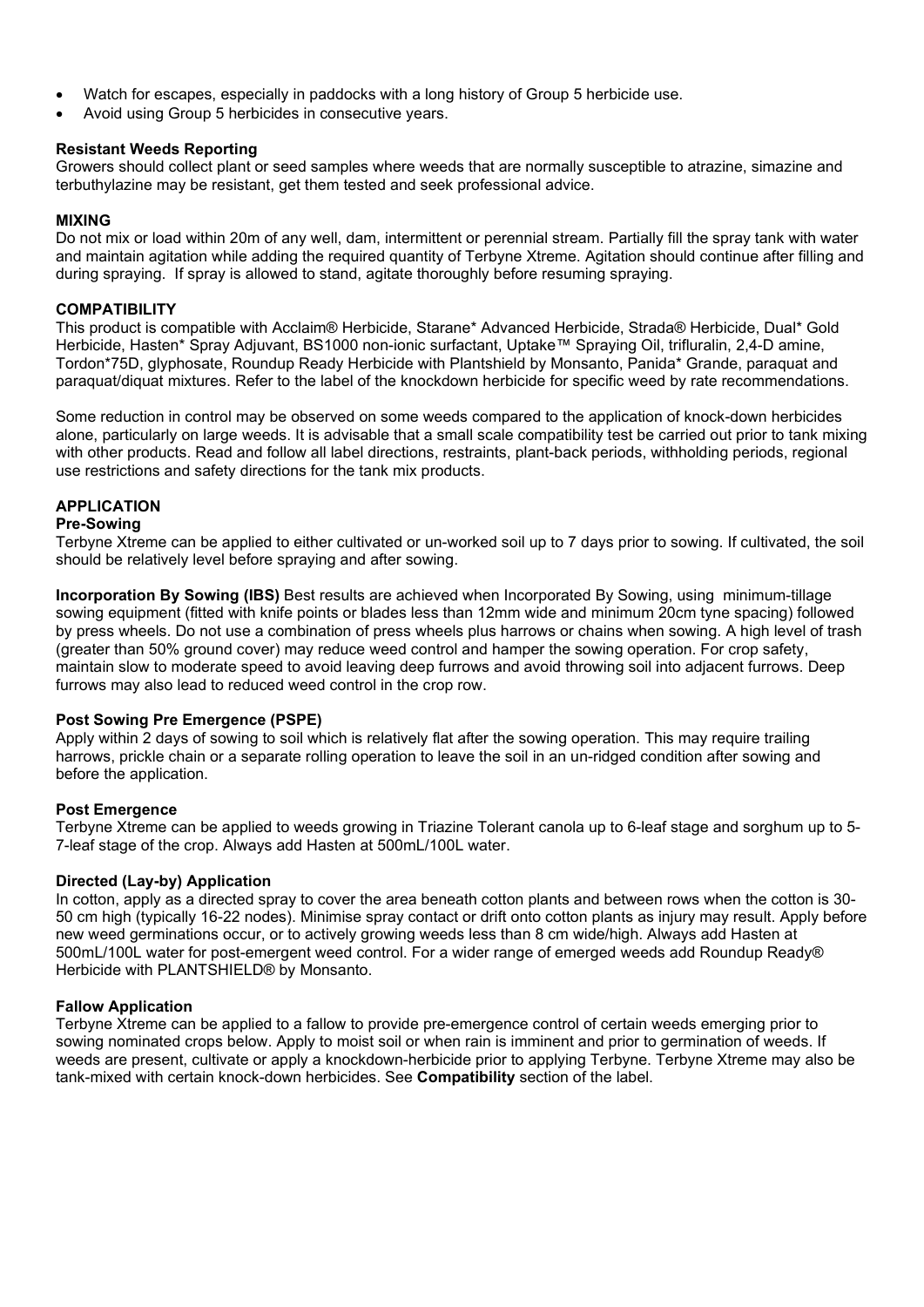- Watch for escapes, especially in paddocks with a long history of Group 5 herbicide use.
- Avoid using Group 5 herbicides in consecutive years.

### Resistant Weeds Reporting

Growers should collect plant or seed samples where weeds that are normally susceptible to atrazine, simazine and terbuthylazine may be resistant, get them tested and seek professional advice.

## MIXING

Do not mix or load within 20m of any well, dam, intermittent or perennial stream. Partially fill the spray tank with water and maintain agitation while adding the required quantity of Terbyne Xtreme. Agitation should continue after filling and during spraying. If spray is allowed to stand, agitate thoroughly before resuming spraying.

## COMPATIBILITY

This product is compatible with Acclaim® Herbicide, Starane* Advanced Herbicide, Strada® Herbicide, Dual* Gold Herbicide, Hasten* Spray Adjuvant, BS1000 non-ionic surfactant, Uptake™ Spraying Oil, trifluralin, 2,4-D amine, Tordon*75D, glyphosate, Roundup Ready Herbicide with Plantshield by Monsanto, Panida* Grande, paraquat and paraquat/diquat mixtures. Refer to the label of the knockdown herbicide for specific weed by rate recommendations.

Some reduction in control may be observed on some weeds compared to the application of knock-down herbicides alone, particularly on large weeds. It is advisable that a small scale compatibility test be carried out prior to tank mixing with other products. Read and follow all label directions, restraints, plant-back periods, withholding periods, regional use restrictions and safety directions for the tank mix products.

## APPLICATION

### Pre-Sowing

Terbyne Xtreme can be applied to either cultivated or un-worked soil up to 7 days prior to sowing. If cultivated, the soil should be relatively level before spraying and after sowing.

**Incorporation By Sowing (IBS)** Best results are achieved when Incorporated By Sowing, using minimum-tillage sowing equipment (fitted with knife points or blades less than 12mm wide and minimum 20cm tyne spacing) followed by press wheels. Do not use a combination of press wheels plus harrows or chains when sowing. A high level of trash (greater than 50% ground cover) may reduce weed control and hamper the sowing operation. For crop safety, maintain slow to moderate speed to avoid leaving deep furrows and avoid throwing soil into adjacent furrows. Deep furrows may also lead to reduced weed control in the crop row.

### Post Sowing Pre Emergence (PSPE)

Apply within 2 days of sowing to soil which is relatively flat after the sowing operation. This may require trailing harrows, prickle chain or a separate rolling operation to leave the soil in an un-ridged condition after sowing and before the application.

### Post Emergence

Terbyne Xtreme can be applied to weeds growing in Triazine Tolerant canola up to 6-leaf stage and sorghum up to 5-7-leaf stage of the crop. Always add Hasten at 500mL/100L water.

### Directed (Lay-by) Application

In cotton, apply as a directed spray to cover the area beneath cotton plants and between rows when the cotton is 30-50 cm high (typically 16-22 nodes). Minimise spray contact or drift onto cotton plants as injury may result. Apply before new weed germinations occur, or to actively growing weeds less than 8 cm wide/high. Always add Hasten at 500mL/100L water for post-emergent weed control. For a wider range of emerged weeds add Roundup Ready® Herbicide with PLANTSHIELD® by Monsanto.

### Fallow Application

Terbyne Xtreme can be applied to a fallow to provide pre-emergence control of certain weeds emerging prior to sowing nominated crops below. Apply to moist soil or when rain is imminent and prior to germination of weeds. If weeds are present, cultivate or apply a knockdown-herbicide prior to applying Terbyne. Terbyne Xtreme may also be tank-mixed with certain knock-down herbicides. See **Compatibility** section of the label.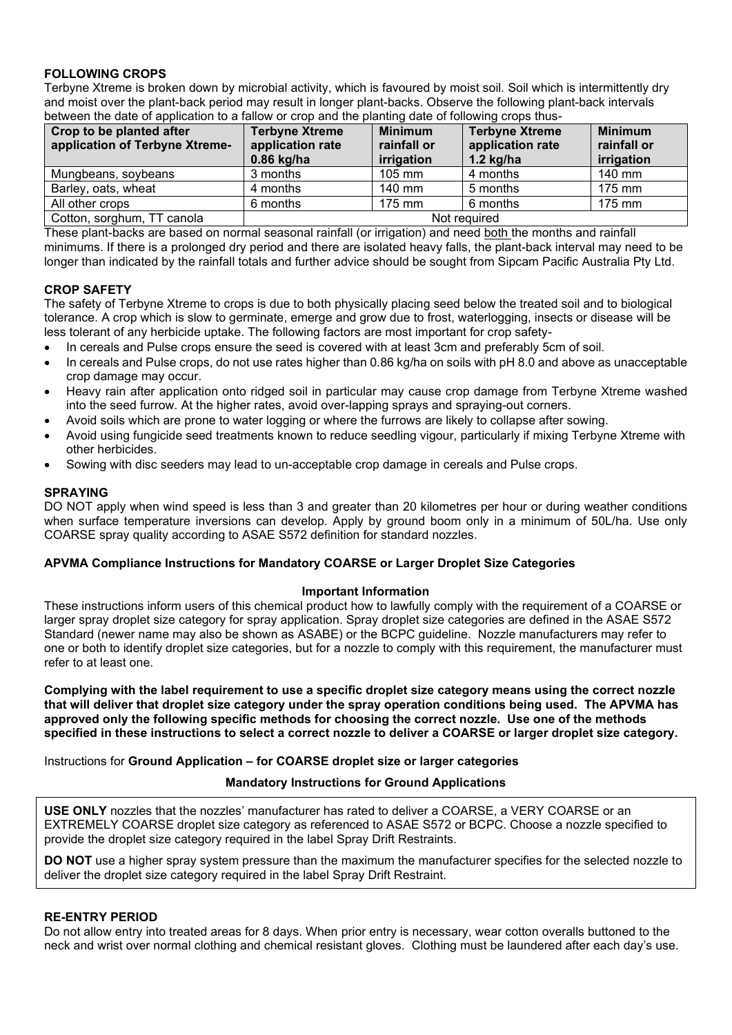## FOLLOWING CROPS

Terbyne Xtreme is broken down by microbial activity, which is favoured by moist soil. Soil which is intermittently dry and moist over the plant-back period may result in longer plant-backs. Observe the following plant-back intervals between the date of application to a fallow or crop and the planting date of following crops thus-

| Crop to be planted after application of Terbyne Xtreme- | Terbyne Xtreme application rate 0.86 kg/ha | Minimum rainfall or irrigation | Terbyne Xtreme application rate 1.2 kg/ha | Minimum rainfall or irrigation |
|---|---|---|---|---|
| Mungbeans, soybeans | 3 months | 105 mm | 4 months | 140 mm |
| Barley, oats, wheat | 4 months | 140 mm | 5 months | 175 mm |
| All other crops | 6 months | 175 mm | 6 months | 175 mm |
| Cotton, sorghum, TT canola | Not required | | | |

These plant-backs are based on normal seasonal rainfall (or irrigation) and need both the months and rainfall minimums. If there is a prolonged dry period and there are isolated heavy falls, the plant-back interval may need to be longer than indicated by the rainfall totals and further advice should be sought from Sipcam Pacific Australia Pty Ltd.

## CROP SAFETY

The safety of Terbyne Xtreme to crops is due to both physically placing seed below the treated soil and to biological tolerance. A crop which is slow to germinate, emerge and grow due to frost, waterlogging, insects or disease will be less tolerant of any herbicide uptake. The following factors are most important for crop safety-

- In cereals and Pulse crops ensure the seed is covered with at least 3cm and preferably 5cm of soil.
- In cereals and Pulse crops, do not use rates higher than 0.86 kg/ha on soils with pH 8.0 and above as unacceptable crop damage may occur.
- Heavy rain after application onto ridged soil in particular may cause crop damage from Terbyne Xtreme washed into the seed furrow. At the higher rates, avoid over-lapping sprays and spraying-out corners.
- Avoid soils which are prone to water logging or where the furrows are likely to collapse after sowing.
- Avoid using fungicide seed treatments known to reduce seedling vigour, particularly if mixing Terbyne Xtreme with other herbicides.
- Sowing with disc seeders may lead to un-acceptable crop damage in cereals and Pulse crops.

## SPRAYING

DO NOT apply when wind speed is less than 3 and greater than 20 kilometres per hour or during weather conditions when surface temperature inversions can develop. Apply by ground boom only in a minimum of 50L/ha. Use only COARSE spray quality according to ASAE S572 definition for standard nozzles.

### APVMA Compliance Instructions for Mandatory COARSE or Larger Droplet Size Categories

**Important Information**

These instructions inform users of this chemical product how to lawfully comply with the requirement of a COARSE or larger spray droplet size category for spray application. Spray droplet size categories are defined in the ASAE S572 Standard (newer name may also be shown as ASABE) or the BCPC guideline. Nozzle manufacturers may refer to one or both to identify droplet size categories, but for a nozzle to comply with this requirement, the manufacturer must refer to at least one.

**Complying with the label requirement to use a specific droplet size category means using the correct nozzle that will deliver that droplet size category under the spray operation conditions being used. The APVMA has approved only the following specific methods for choosing the correct nozzle. Use one of the methods specified in these instructions to select a correct nozzle to deliver a COARSE or larger droplet size category.**

Instructions for **Ground Application – for COARSE droplet size or larger categories**

**Mandatory Instructions for Ground Applications**

**USE ONLY** nozzles that the nozzles' manufacturer has rated to deliver a COARSE, a VERY COARSE or an EXTREMELY COARSE droplet size category as referenced to ASAE S572 or BCPC. Choose a nozzle specified to provide the droplet size category required in the label Spray Drift Restraints.

**DO NOT** use a higher spray system pressure than the maximum the manufacturer specifies for the selected nozzle to deliver the droplet size category required in the label Spray Drift Restraint.

## RE-ENTRY PERIOD

Do not allow entry into treated areas for 8 days. When prior entry is necessary, wear cotton overalls buttoned to the neck and wrist over normal clothing and chemical resistant gloves. Clothing must be laundered after each day's use.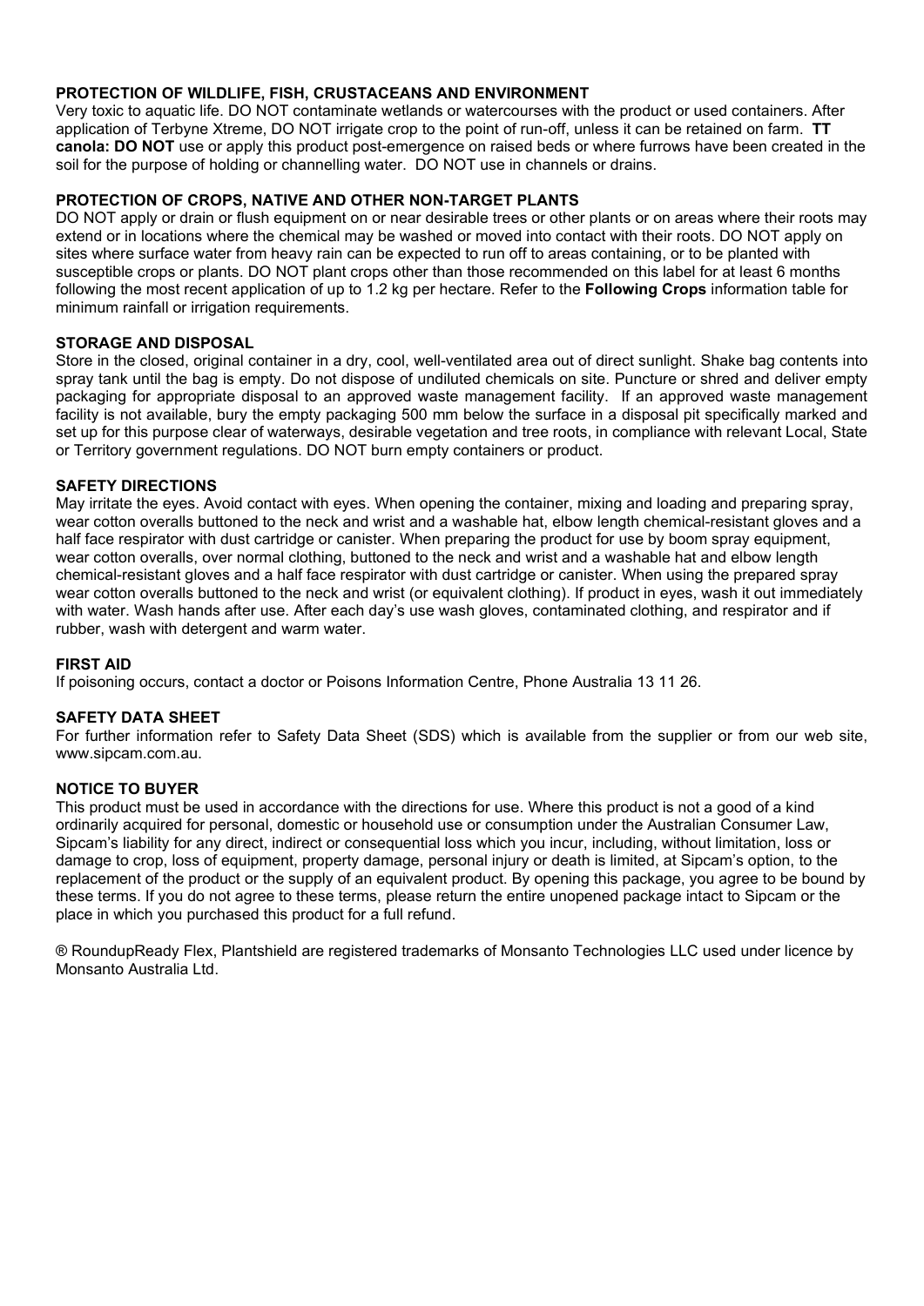**PROTECTION OF WILDLIFE, FISH, CRUSTACEANS AND ENVIRONMENT**

Very toxic to aquatic life. DO NOT contaminate wetlands or watercourses with the product or used containers. After application of Terbyne Xtreme, DO NOT irrigate crop to the point of run-off, unless it can be retained on farm. **TT canola: DO NOT** use or apply this product post-emergence on raised beds or where furrows have been created in the soil for the purpose of holding or channelling water. DO NOT use in channels or drains.

**PROTECTION OF CROPS, NATIVE AND OTHER NON-TARGET PLANTS**

DO NOT apply or drain or flush equipment on or near desirable trees or other plants or on areas where their roots may extend or in locations where the chemical may be washed or moved into contact with their roots. DO NOT apply on sites where surface water from heavy rain can be expected to run off to areas containing, or to be planted with susceptible crops or plants. DO NOT plant crops other than those recommended on this label for at least 6 months following the most recent application of up to 1.2 kg per hectare. Refer to the **Following Crops** information table for minimum rainfall or irrigation requirements.

**STORAGE AND DISPOSAL**

Store in the closed, original container in a dry, cool, well-ventilated area out of direct sunlight. Shake bag contents into spray tank until the bag is empty. Do not dispose of undiluted chemicals on site. Puncture or shred and deliver empty packaging for appropriate disposal to an approved waste management facility. If an approved waste management facility is not available, bury the empty packaging 500 mm below the surface in a disposal pit specifically marked and set up for this purpose clear of waterways, desirable vegetation and tree roots, in compliance with relevant Local, State or Territory government regulations. DO NOT burn empty containers or product.

**SAFETY DIRECTIONS**

May irritate the eyes. Avoid contact with eyes. When opening the container, mixing and loading and preparing spray, wear cotton overalls buttoned to the neck and wrist and a washable hat, elbow length chemical-resistant gloves and a half face respirator with dust cartridge or canister. When preparing the product for use by boom spray equipment, wear cotton overalls, over normal clothing, buttoned to the neck and wrist and a washable hat and elbow length chemical-resistant gloves and a half face respirator with dust cartridge or canister. When using the prepared spray wear cotton overalls buttoned to the neck and wrist (or equivalent clothing). If product in eyes, wash it out immediately with water. Wash hands after use. After each day's use wash gloves, contaminated clothing, and respirator and if rubber, wash with detergent and warm water.

**FIRST AID**

If poisoning occurs, contact a doctor or Poisons Information Centre, Phone Australia 13 11 26.

**SAFETY DATA SHEET**

For further information refer to Safety Data Sheet (SDS) which is available from the supplier or from our web site, www.sipcam.com.au.

**NOTICE TO BUYER**

This product must be used in accordance with the directions for use. Where this product is not a good of a kind ordinarily acquired for personal, domestic or household use or consumption under the Australian Consumer Law, Sipcam's liability for any direct, indirect or consequential loss which you incur, including, without limitation, loss or damage to crop, loss of equipment, property damage, personal injury or death is limited, at Sipcam's option, to the replacement of the product or the supply of an equivalent product. By opening this package, you agree to be bound by these terms. If you do not agree to these terms, please return the entire unopened package intact to Sipcam or the place in which you purchased this product for a full refund.

® RoundupReady Flex, Plantshield are registered trademarks of Monsanto Technologies LLC used under licence by Monsanto Australia Ltd.